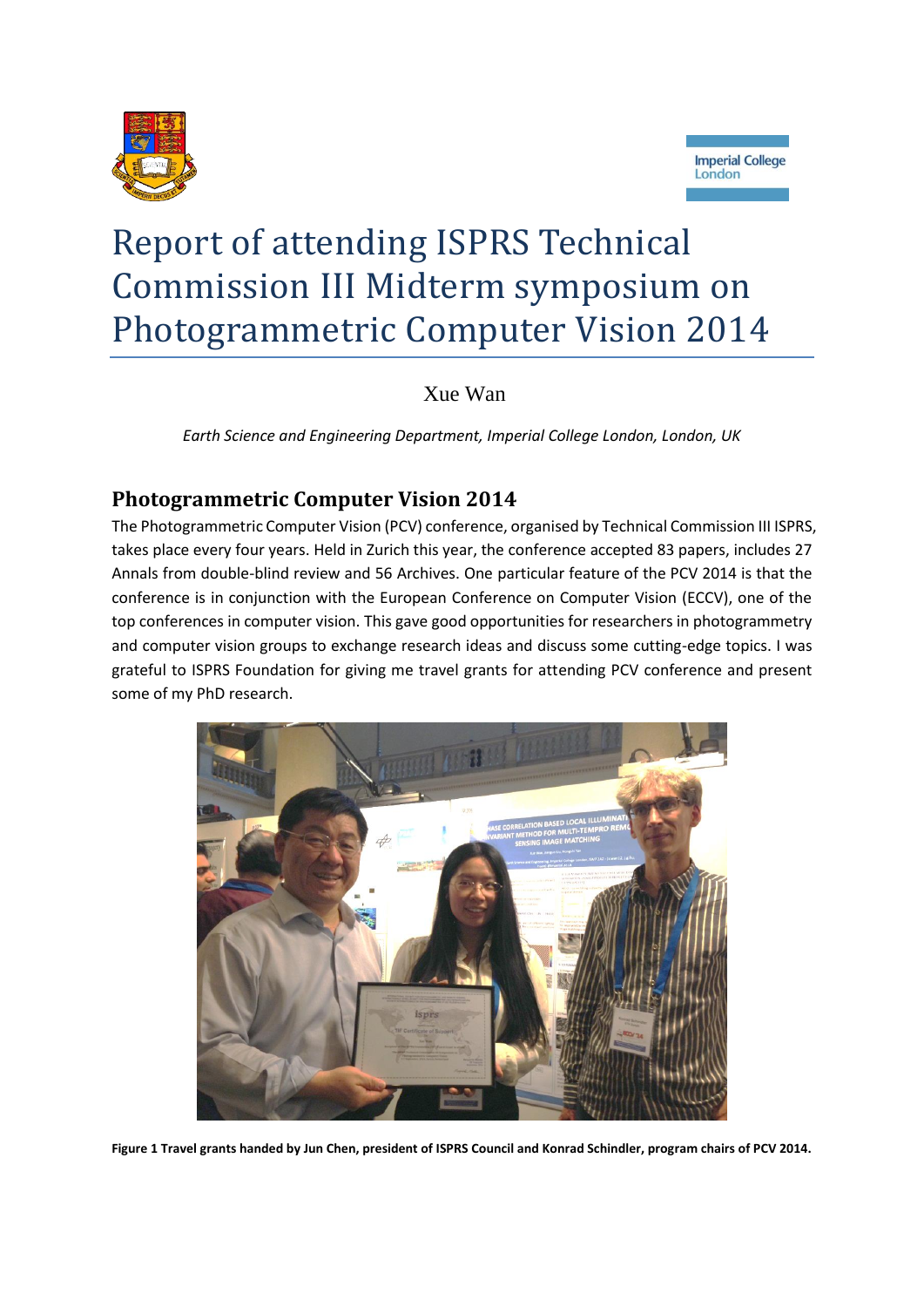# Report of attending ISPRS Technical Commission III Midterm symposium on Photogrammetric Computer Vision 2014

Xue Wan

*Earth Science and Engineering Department, Imperial College London, London, UK*

## Photogrammetric Computer Vision 2014

The Photogrammetric Computer Vision (PCV) conference, organised by Technical Commission III ISPRS, takes place every four years. Held in Zurich this year, the conference accepted 83 papers, includes 27 Annals from double-blind review and 56 Archives. One particular feature of the PCV 2014 is that the conference is in conjunction with the European Conference on Computer Vision (ECCV), one of the top conferences in computer vision. This gave good opportunities for researchers in photogrammetry and computer vision groups to exchange research ideas and discuss some cutting-edge topics. I was grateful to ISPRS Foundation for giving me travel grants for attending PCV conference and present some of my PhD research.

**Figure 1 Travel grants handed by Jun Chen, president of ISPRS Council and Konrad Schindler, program chairs of PCV 2014.**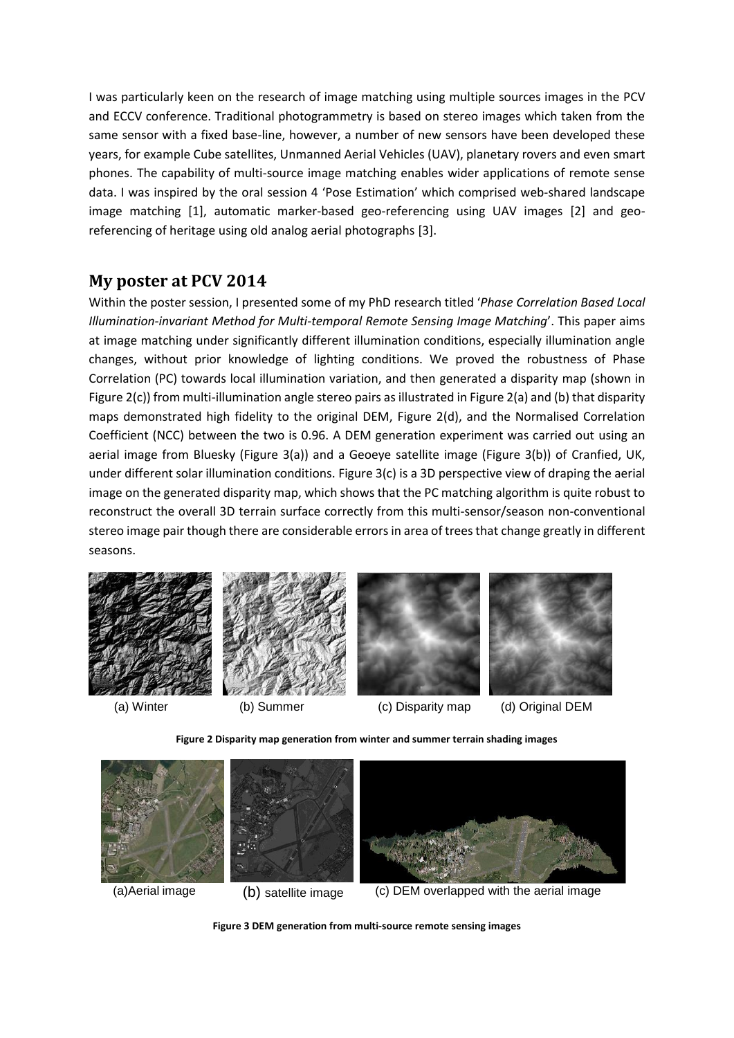I was particularly keen on the research of image matching using multiple sources images in the PCV and ECCV conference. Traditional photogrammetry is based on stereo images which taken from the same sensor with a fixed base-line, however, a number of new sensors have been developed these years, for example Cube satellites, Unmanned Aerial Vehicles (UAV), planetary rovers and even smart phones. The capability of multi-source image matching enables wider applications of remote sense data. I was inspired by the oral session 4 'Pose Estimation' which comprised web-shared landscape image matching [1], automatic marker-based geo-referencing using UAV images [2] and geo-referencing of heritage using old analog aerial photographs [3].

## My poster at PCV 2014

Within the poster session, I presented some of my PhD research titled '*Phase Correlation Based Local Illumination-invariant Method for Multi-temporal Remote Sensing Image Matching*'. This paper aims at image matching under significantly different illumination conditions, especially illumination angle changes, without prior knowledge of lighting conditions. We proved the robustness of Phase Correlation (PC) towards local illumination variation, and then generated a disparity map (shown in Figure 2(c)) from multi-illumination angle stereo pairs as illustrated in Figure 2(a) and (b) that disparity maps demonstrated high fidelity to the original DEM, Figure 2(d), and the Normalised Correlation Coefficient (NCC) between the two is 0.96. A DEM generation experiment was carried out using an aerial image from Bluesky (Figure 3(a)) and a Geoeye satellite image (Figure 3(b)) of Cranfied, UK, under different solar illumination conditions. Figure 3(c) is a 3D perspective view of draping the aerial image on the generated disparity map, which shows that the PC matching algorithm is quite robust to reconstruct the overall 3D terrain surface correctly from this multi-sensor/season non-conventional stereo image pair though there are considerable errors in area of trees that change greatly in different seasons.

(a) Winter (b) Summer (c) Disparity map (d) Original DEM

**Figure 2 Disparity map generation from winter and summer terrain shading images**

(a)Aerial image (b) satellite image (c) DEM overlapped with the aerial image

**Figure 3 DEM generation from multi-source remote sensing images**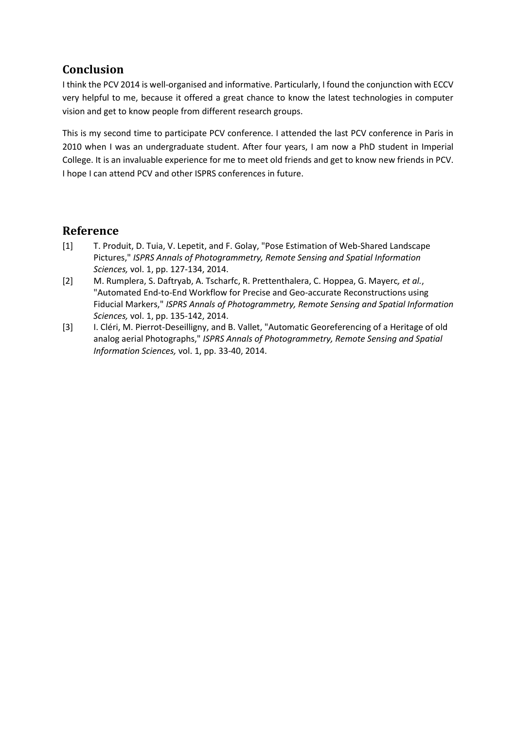## Conclusion

I think the PCV 2014 is well-organised and informative. Particularly, I found the conjunction with ECCV very helpful to me, because it offered a great chance to know the latest technologies in computer vision and get to know people from different research groups.

This is my second time to participate PCV conference. I attended the last PCV conference in Paris in 2010 when I was an undergraduate student. After four years, I am now a PhD student in Imperial College. It is an invaluable experience for me to meet old friends and get to know new friends in PCV. I hope I can attend PCV and other ISPRS conferences in future.

## Reference

[1] T. Produit, D. Tuia, V. Lepetit, and F. Golay, "Pose Estimation of Web-Shared Landscape Pictures," *ISPRS Annals of Photogrammetry, Remote Sensing and Spatial Information Sciences,* vol. 1, pp. 127-134, 2014.

[2] M. Rumplera, S. Daftryab, A. Tscharfc, R. Prettenthalera, C. Hoppea, G. Mayerc*, et al.*, "Automated End-to-End Workflow for Precise and Geo-accurate Reconstructions using Fiducial Markers," *ISPRS Annals of Photogrammetry, Remote Sensing and Spatial Information Sciences,* vol. 1, pp. 135-142, 2014.

[3] I. Cléri, M. Pierrot-Deseilligny, and B. Vallet, "Automatic Georeferencing of a Heritage of old analog aerial Photographs," *ISPRS Annals of Photogrammetry, Remote Sensing and Spatial Information Sciences,* vol. 1, pp. 33-40, 2014.